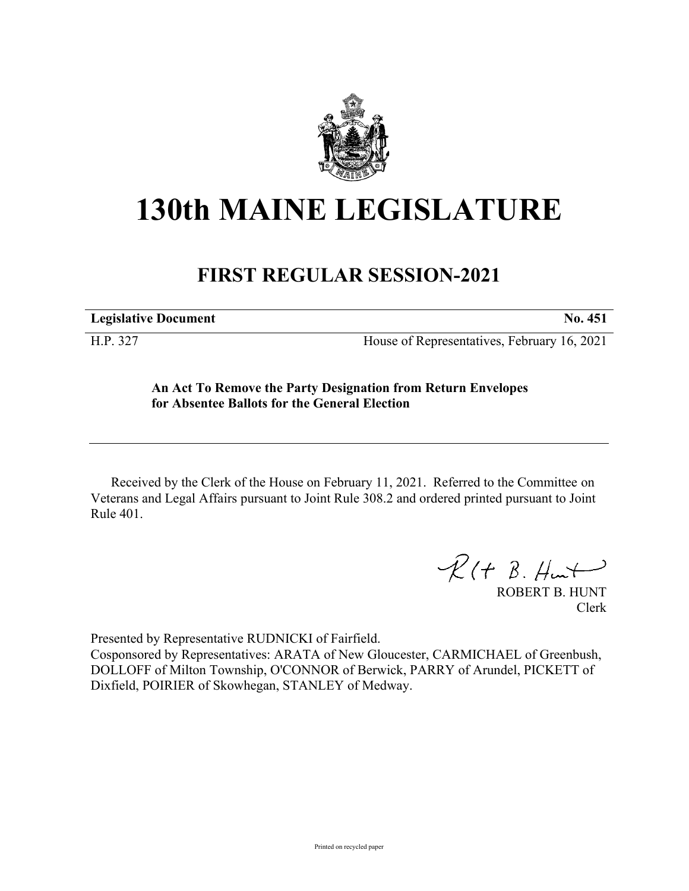# 130th MAINE LEGISLATURE

## FIRST REGULAR SESSION-2021

**Legislative Document** **No. 451**

H.P. 327 House of Representatives, February 16, 2021

**An Act To Remove the Party Designation from Return Envelopes for Absentee Ballots for the General Election**

Received by the Clerk of the House on February 11, 2021. Referred to the Committee on Veterans and Legal Affairs pursuant to Joint Rule 308.2 and ordered printed pursuant to Joint Rule 401.

ROBERT B. HUNT
Clerk

Presented by Representative RUDNICKI of Fairfield.
Cosponsored by Representatives: ARATA of New Gloucester, CARMICHAEL of Greenbush, DOLLOFF of Milton Township, O'CONNOR of Berwick, PARRY of Arundel, PICKETT of Dixfield, POIRIER of Skowhegan, STANLEY of Medway.

Printed on recycled paper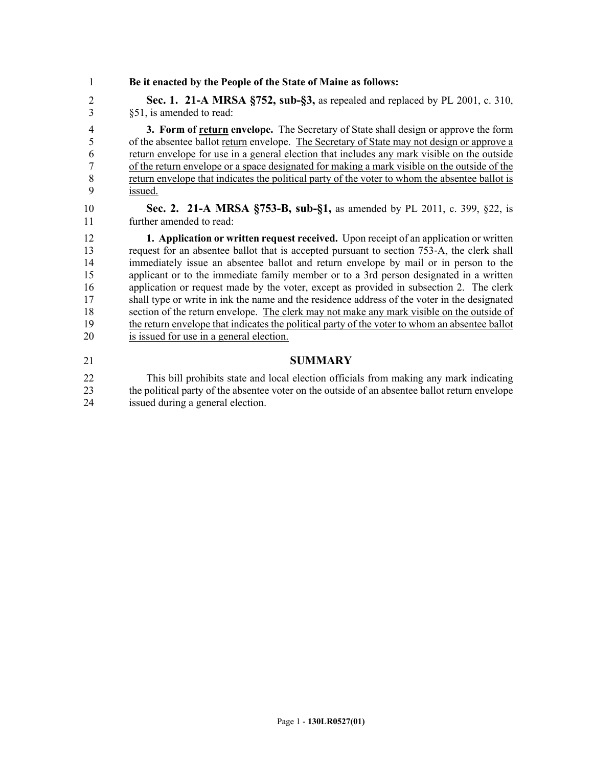**Be it enacted by the People of the State of Maine as follows:**

**Sec. 1. 21-A MRSA §752, sub-§3,** as repealed and replaced by PL 2001, c. 310, §51, is amended to read:

**3. Form of <u>return</u> envelope.** The Secretary of State shall design or approve the form of the absentee ballot <u>return</u> envelope. <u>The Secretary of State may not design or approve a return envelope for use in a general election that includes any mark visible on the outside of the return envelope or a space designated for making a mark visible on the outside of the return envelope that indicates the political party of the voter to whom the absentee ballot is issued.</u>

**Sec. 2. 21-A MRSA §753-B, sub-§1,** as amended by PL 2011, c. 399, §22, is further amended to read:

**1. Application or written request received.** Upon receipt of an application or written request for an absentee ballot that is accepted pursuant to section 753-A, the clerk shall immediately issue an absentee ballot and return envelope by mail or in person to the applicant or to the immediate family member or to a 3rd person designated in a written application or request made by the voter, except as provided in subsection 2. The clerk shall type or write in ink the name and the residence address of the voter in the designated section of the return envelope. <u>The clerk may not make any mark visible on the outside of the return envelope that indicates the political party of the voter to whom an absentee ballot is issued for use in a general election.</u>

## SUMMARY

This bill prohibits state and local election officials from making any mark indicating the political party of the absentee voter on the outside of an absentee ballot return envelope issued during a general election.